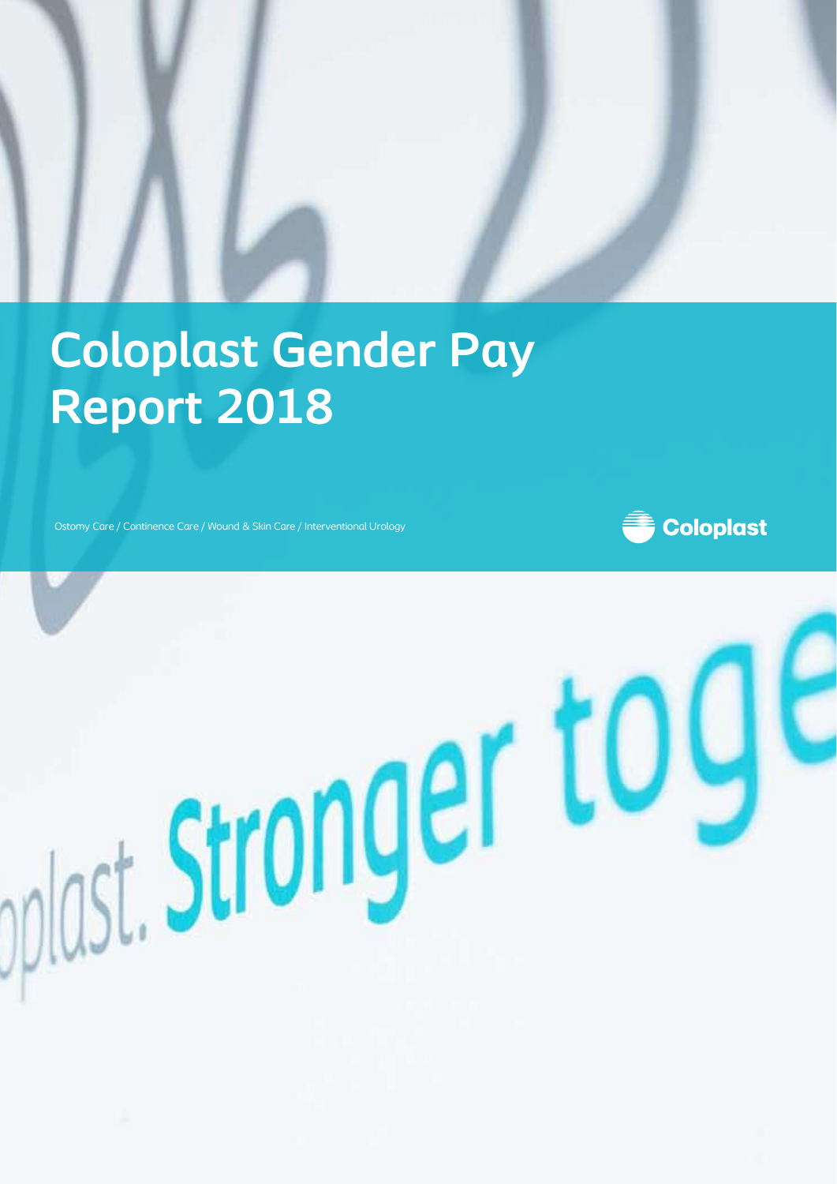# Coloplast Gender Pay Report 2018

Ostomy Care / Continence Care / Wound & Skin Care / Interventional Urology

Coloplast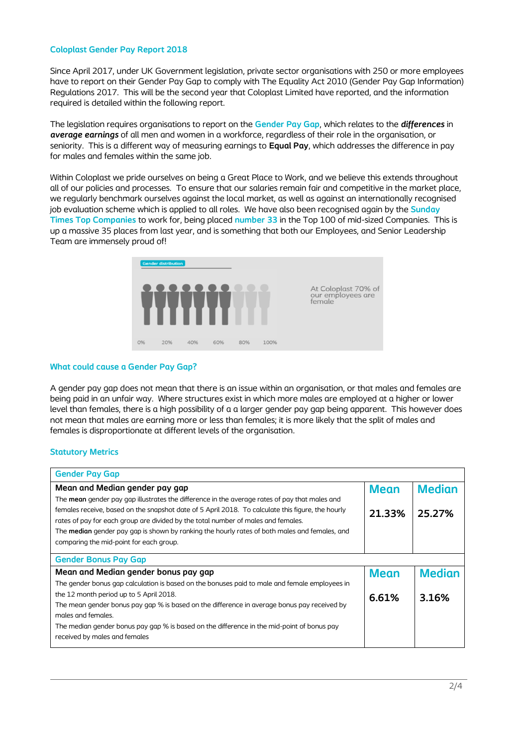## Coloplast Gender Pay Report 2018

Since April 2017, under UK Government legislation, private sector organisations with 250 or more employees have to report on their Gender Pay Gap to comply with The Equality Act 2010 (Gender Pay Gap Information) Regulations 2017. This will be the second year that Coloplast Limited have reported, and the information required is detailed within the following report.

The legislation requires organisations to report on the **Gender Pay Gap**, which relates to the ***differences*** in ***average earnings*** of all men and women in a workforce, regardless of their role in the organisation, or seniority. This is a different way of measuring earnings to **Equal Pay**, which addresses the difference in pay for males and females within the same job.

Within Coloplast we pride ourselves on being a Great Place to Work, and we believe this extends throughout all of our policies and processes. To ensure that our salaries remain fair and competitive in the market place, we regularly benchmark ourselves against the local market, as well as against an internationally recognised job evaluation scheme which is applied to all roles. We have also been recognised again by the Sunday Times Top Companies to work for, being placed number 33 in the Top 100 of mid-sized Companies. This is up a massive 35 places from last year, and is something that both our Employees, and Senior Leadership Team are immensely proud of!

Gender distribution

0% 20% 40% 60% 80% 100%

At Coloplast 70% of our employees are female

## What could cause a Gender Pay Gap?

A gender pay gap does not mean that there is an issue within an organisation, or that males and females are being paid in an unfair way. Where structures exist in which more males are employed at a higher or lower level than females, there is a high possibility of a a larger gender pay gap being apparent. This however does not mean that males are earning more or less than females; it is more likely that the split of males and females is disproportionate at different levels of the organisation.

## Statutory Metrics

| Gender Pay Gap | | |
|---|---|---|
| **Mean and Median gender pay gap**<br>The **mean** gender pay gap illustrates the difference in the average rates of pay that males and females receive, based on the snapshot date of 5 April 2018. To calculate this figure, the hourly rates of pay for each group are divided by the total number of males and females.<br>The **median** gender pay gap is shown by ranking the hourly rates of both males and females, and comparing the mid-point for each group. | **Mean**<br>21.33% | **Median**<br>25.27% |
| **Gender Bonus Pay Gap** | | |
| **Mean and Median gender bonus pay gap**<br>The gender bonus gap calculation is based on the bonuses paid to male and female employees in the 12 month period up to 5 April 2018.<br>The mean gender bonus pay gap % is based on the difference in average bonus pay received by males and females.<br>The median gender bonus pay gap % is based on the difference in the mid-point of bonus pay received by males and females | **Mean**<br>6.61% | **Median**<br>3.16% |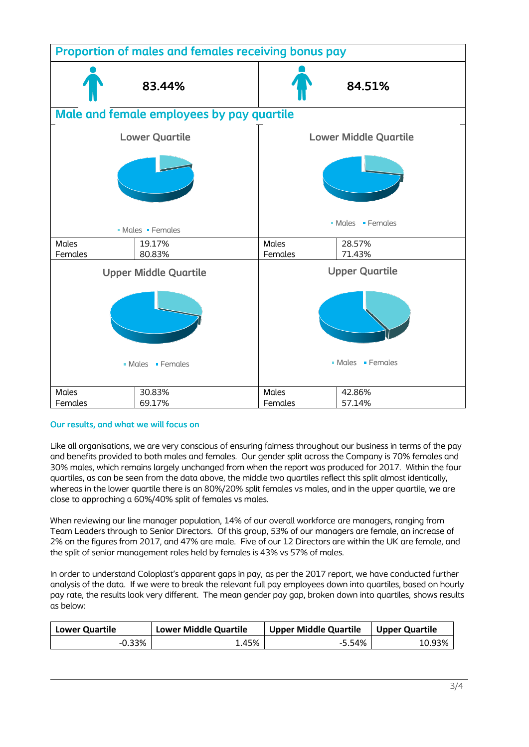## Proportion of males and females receiving bonus pay

| Males | Females |
|---|---|
| 83.44% | 84.51% |

## Male and female employees by pay quartile

### Lower Quartile

| | |
|---|---|
| Males | 19.17% |
| Females | 80.83% |

### Lower Middle Quartile

| | |
|---|---|
| Males | 28.57% |
| Females | 71.43% |

### Upper Middle Quartile

| | |
|---|---|
| Males | 30.83% |
| Females | 69.17% |

### Upper Quartile

| | |
|---|---|
| Males | 42.86% |
| Females | 57.14% |

**Our results, and what we will focus on**

Like all organisations, we are very conscious of ensuring fairness throughout our business in terms of the pay and benefits provided to both males and females. Our gender split across the Company is 70% females and 30% males, which remains largely unchanged from when the report was produced for 2017. Within the four quartiles, as can be seen from the data above, the middle two quartiles reflect this split almost identically, whereas in the lower quartile there is an 80%/20% split females vs males, and in the upper quartile, we are close to approching a 60%/40% split of females vs males.

When reviewing our line manager population, 14% of our overall workforce are managers, ranging from Team Leaders through to Senior Directors. Of this group, 53% of our managers are female, an increase of 2% on the figures from 2017, and 47% are male. Five of our 12 Directors are within the UK are female, and the split of senior management roles held by females is 43% vs 57% of males.

In order to understand Coloplast's apparent gaps in pay, as per the 2017 report, we have conducted further analysis of the data. If we were to break the relevant full pay employees down into quartiles, based on hourly pay rate, the results look very different. The mean gender pay gap, broken down into quartiles, shows results as below:

| Lower Quartile | Lower Middle Quartile | Upper Middle Quartile | Upper Quartile |
|---:|---:|---:|---:|
| -0.33% | 1.45% | -5.54% | 10.93% |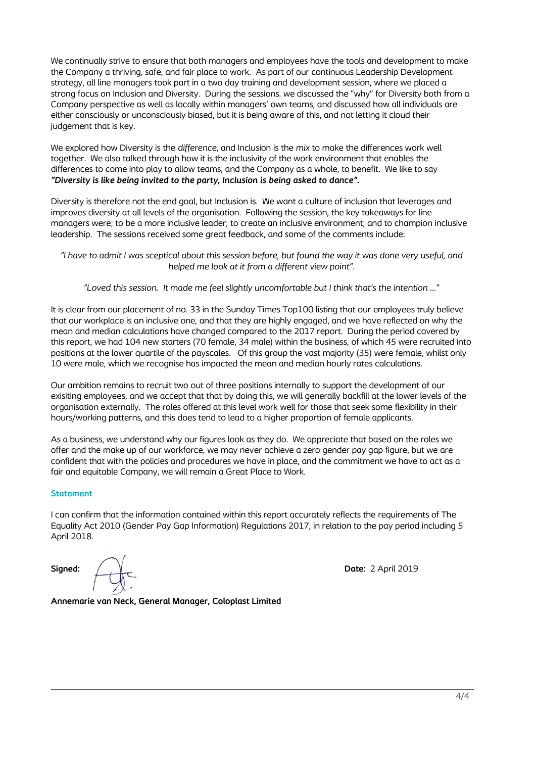We continually strive to ensure that both managers and employees have the tools and development to make the Company a thriving, safe, and fair place to work. As part of our continuous Leadership Development strategy, all line managers took part in a two day training and development session, where we placed a strong focus on Inclusion and Diversity. During the sessions. we discussed the "why" for Diversity both from a Company perspective as well as locally within managers' own teams, and discussed how all individuals are either consciously or unconsciously biased, but it is being aware of this, and not letting it cloud their judgement that is key.

We explored how Diversity is the *difference*, and Inclusion is the *mix* to make the differences work well together. We also talked through how it is the inclusivity of the work environment that enables the differences to come into play to allow teams, and the Company as a whole, to benefit. We like to say ***"Diversity is like being invited to the party, Inclusion is being asked to dance".***

Diversity is therefore not the end goal, but Inclusion is. We want a culture of inclusion that leverages and improves diversity at all levels of the organisation. Following the session, the key takeaways for line managers were; to be a more inclusive leader; to create an inclusive environment; and to champion inclusive leadership. The sessions received some great feedback, and some of the comments include:

*"I have to admit I was sceptical about this session before, but found the way it was done very useful, and helped me look at it from a different view point".*

*"Loved this session. It made me feel slightly uncomfortable but I think that's the intention …"*

It is clear from our placement of no. 33 in the Sunday Times Top100 listing that our employees truly believe that our workplace is an inclusive one, and that they are highly engaged, and we have reflected on why the mean and median calculations have changed compared to the 2017 report. During the period covered by this report, we had 104 new starters (70 female, 34 male) within the business, of which 45 were recruited into positions at the lower quartile of the payscales. Of this group the vast majority (35) were female, whilst only 10 were male, which we recognise has impacted the mean and median hourly rates calculations.

Our ambition remains to recruit two out of three positions internally to support the development of our exisiting employees, and we accept that that by doing this, we will generally backfill at the lower levels of the organisation externally. The roles offered at this level work well for those that seek some flexibility in their hours/working patterns, and this does tend to lead to a higher proportion of female applicants.

As a business, we understand why our figures look as they do. We appreciate that based on the roles we offer and the make up of our workforce, we may never achieve a zero gender pay gap figure, but we are confident that with the policies and procedures we have in place, and the commitment we have to act as a fair and equitable Company, we will remain a Great Place to Work.

### Statement

I can confirm that the information contained within this report accurately reflects the requirements of The Equality Act 2010 (Gender Pay Gap Information) Regulations 2017, in relation to the pay period including 5 April 2018.

**Signed:** **Date:** 2 April 2019

**Annemarie van Neck, General Manager, Coloplast Limited**